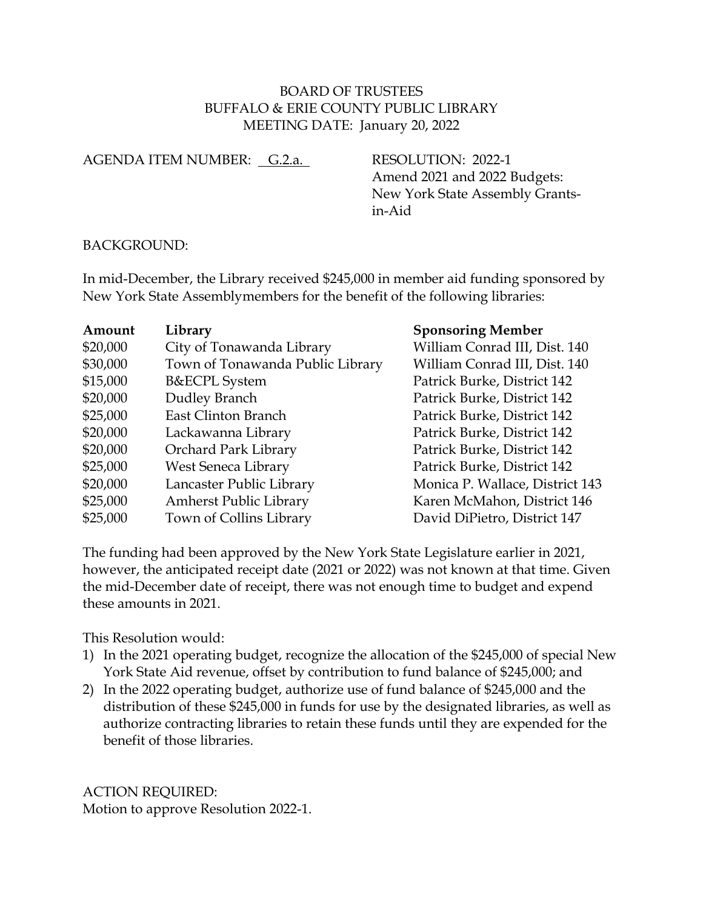BOARD OF TRUSTEES
BUFFALO & ERIE COUNTY PUBLIC LIBRARY
MEETING DATE: January 20, 2022

AGENDA ITEM NUMBER: G.2.a.

RESOLUTION: 2022-1
Amend 2021 and 2022 Budgets: New York State Assembly Grants-in-Aid

BACKGROUND:

In mid-December, the Library received $245,000 in member aid funding sponsored by New York State Assemblymembers for the benefit of the following libraries:

| **Amount** | **Library** | **Sponsoring Member** |
|---|---|---|
| $20,000 | City of Tonawanda Library | William Conrad III, Dist. 140 |
| $30,000 | Town of Tonawanda Public Library | William Conrad III, Dist. 140 |
| $15,000 | B&ECPL System | Patrick Burke, District 142 |
| $20,000 | Dudley Branch | Patrick Burke, District 142 |
| $25,000 | East Clinton Branch | Patrick Burke, District 142 |
| $20,000 | Lackawanna Library | Patrick Burke, District 142 |
| $20,000 | Orchard Park Library | Patrick Burke, District 142 |
| $25,000 | West Seneca Library | Patrick Burke, District 142 |
| $20,000 | Lancaster Public Library | Monica P. Wallace, District 143 |
| $25,000 | Amherst Public Library | Karen McMahon, District 146 |
| $25,000 | Town of Collins Library | David DiPietro, District 147 |

The funding had been approved by the New York State Legislature earlier in 2021, however, the anticipated receipt date (2021 or 2022) was not known at that time. Given the mid-December date of receipt, there was not enough time to budget and expend these amounts in 2021.

This Resolution would:

1) In the 2021 operating budget, recognize the allocation of the $245,000 of special New York State Aid revenue, offset by contribution to fund balance of $245,000; and
2) In the 2022 operating budget, authorize use of fund balance of $245,000 and the distribution of these $245,000 in funds for use by the designated libraries, as well as authorize contracting libraries to retain these funds until they are expended for the benefit of those libraries.

ACTION REQUIRED:
Motion to approve Resolution 2022-1.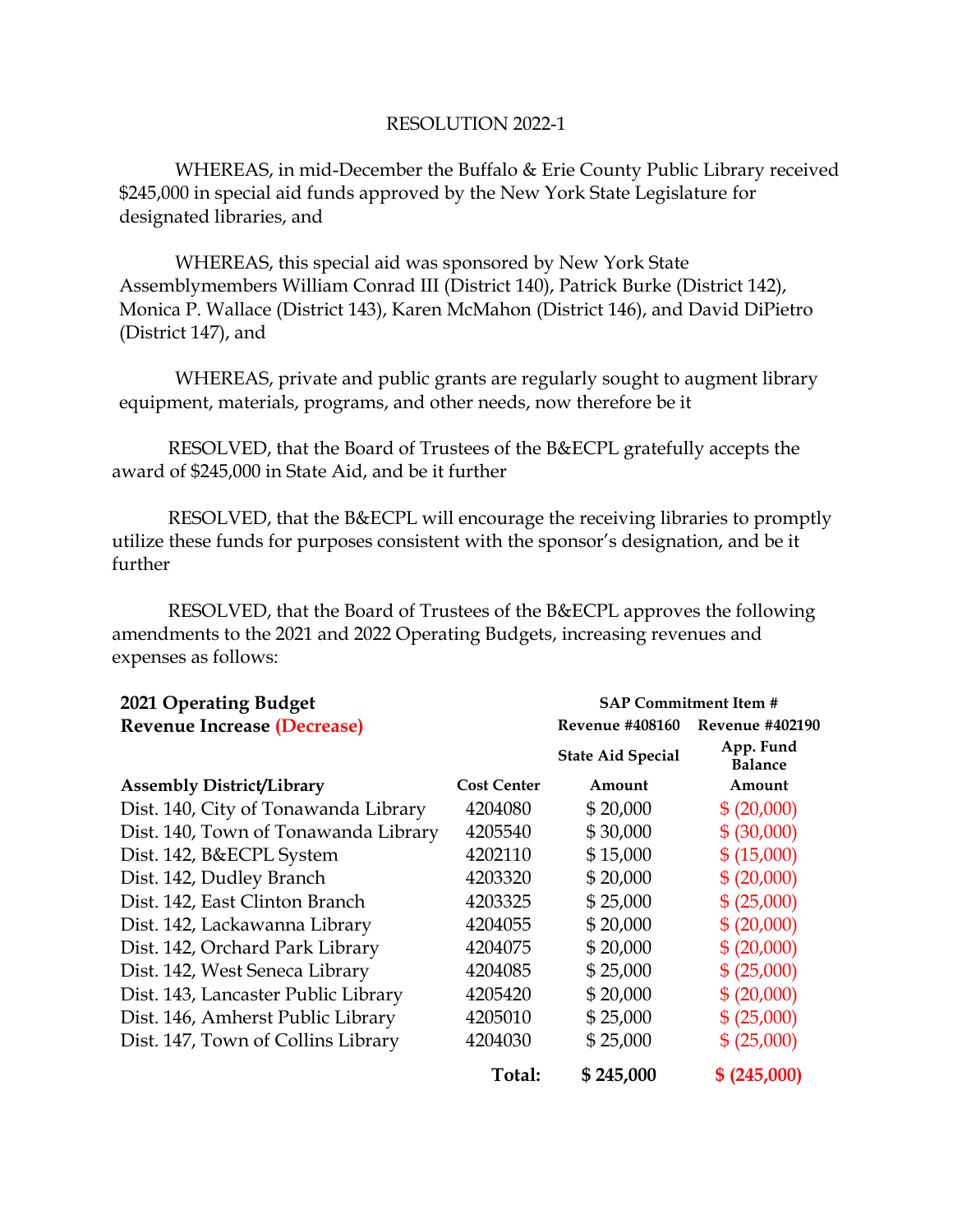RESOLUTION 2022-1

WHEREAS, in mid-December the Buffalo & Erie County Public Library received $245,000 in special aid funds approved by the New York State Legislature for designated libraries, and

WHEREAS, this special aid was sponsored by New York State Assemblymembers William Conrad III (District 140), Patrick Burke (District 142), Monica P. Wallace (District 143), Karen McMahon (District 146), and David DiPietro (District 147), and

WHEREAS, private and public grants are regularly sought to augment library equipment, materials, programs, and other needs, now therefore be it

RESOLVED, that the Board of Trustees of the B&ECPL gratefully accepts the award of $245,000 in State Aid, and be it further

RESOLVED, that the B&ECPL will encourage the receiving libraries to promptly utilize these funds for purposes consistent with the sponsor's designation, and be it further

RESOLVED, that the Board of Trustees of the B&ECPL approves the following amendments to the 2021 and 2022 Operating Budgets, increasing revenues and expenses as follows:

| **2021 Operating Budget** | | **SAP Commitment Item #** | |
|---|---|---|---|
| **Revenue Increase (Decrease)** | | **Revenue #408160** | **Revenue #402190** |
| | | **State Aid Special** | **App. Fund Balance** |
| **Assembly District/Library** | **Cost Center** | **Amount** | **Amount** |
| Dist. 140, City of Tonawanda Library | 4204080 | $ 20,000 | $ (20,000) |
| Dist. 140, Town of Tonawanda Library | 4205540 | $ 30,000 | $ (30,000) |
| Dist. 142, B&ECPL System | 4202110 | $ 15,000 | $ (15,000) |
| Dist. 142, Dudley Branch | 4203320 | $ 20,000 | $ (20,000) |
| Dist. 142, East Clinton Branch | 4203325 | $ 25,000 | $ (25,000) |
| Dist. 142, Lackawanna Library | 4204055 | $ 20,000 | $ (20,000) |
| Dist. 142, Orchard Park Library | 4204075 | $ 20,000 | $ (20,000) |
| Dist. 142, West Seneca Library | 4204085 | $ 25,000 | $ (25,000) |
| Dist. 143, Lancaster Public Library | 4205420 | $ 20,000 | $ (20,000) |
| Dist. 146, Amherst Public Library | 4205010 | $ 25,000 | $ (25,000) |
| Dist. 147, Town of Collins Library | 4204030 | $ 25,000 | $ (25,000) |
| | **Total:** | **$ 245,000** | **$ (245,000)** |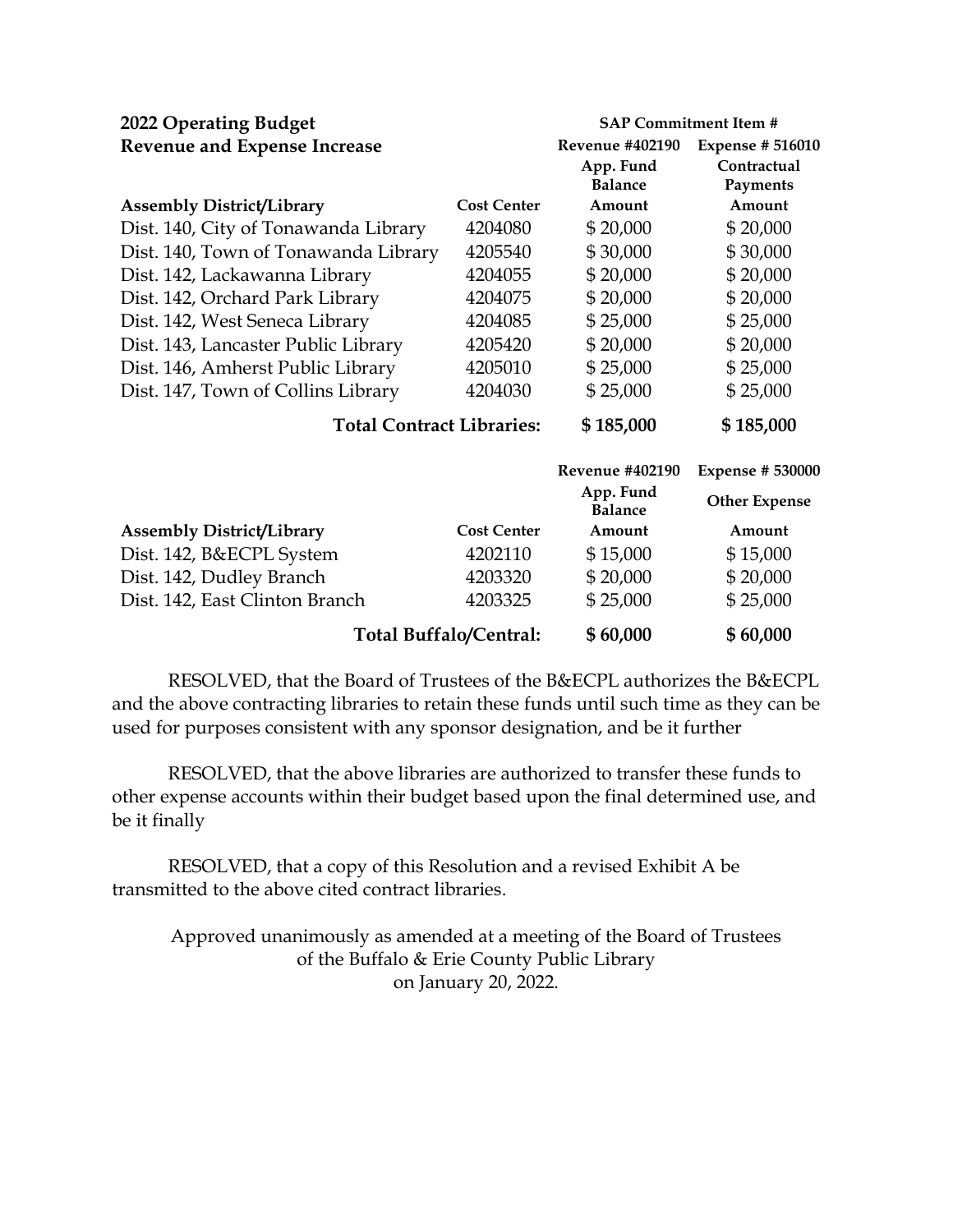**2022 Operating Budget**
**Revenue and Expense Increase**

| | | SAP Commitment Item # | |
|---|---|---|---|
| | | **Revenue #402190** | **Expense # 516010** |
| | | **App. Fund Balance** | **Contractual Payments** |
| **Assembly District/Library** | **Cost Center** | **Amount** | **Amount** |
| Dist. 140, City of Tonawanda Library | 4204080 | $ 20,000 | $ 20,000 |
| Dist. 140, Town of Tonawanda Library | 4205540 | $ 30,000 | $ 30,000 |
| Dist. 142, Lackawanna Library | 4204055 | $ 20,000 | $ 20,000 |
| Dist. 142, Orchard Park Library | 4204075 | $ 20,000 | $ 20,000 |
| Dist. 142, West Seneca Library | 4204085 | $ 25,000 | $ 25,000 |
| Dist. 143, Lancaster Public Library | 4205420 | $ 20,000 | $ 20,000 |
| Dist. 146, Amherst Public Library | 4205010 | $ 25,000 | $ 25,000 |
| Dist. 147, Town of Collins Library | 4204030 | $ 25,000 | $ 25,000 |
| | **Total Contract Libraries:** | **$ 185,000** | **$ 185,000** |

| | | **Revenue #402190** | **Expense # 530000** |
|---|---|---|---|
| | | **App. Fund Balance** | **Other Expense** |
| **Assembly District/Library** | **Cost Center** | **Amount** | **Amount** |
| Dist. 142, B&ECPL System | 4202110 | $ 15,000 | $ 15,000 |
| Dist. 142, Dudley Branch | 4203320 | $ 20,000 | $ 20,000 |
| Dist. 142, East Clinton Branch | 4203325 | $ 25,000 | $ 25,000 |
| | **Total Buffalo/Central:** | **$ 60,000** | **$ 60,000** |

RESOLVED, that the Board of Trustees of the B&ECPL authorizes the B&ECPL and the above contracting libraries to retain these funds until such time as they can be used for purposes consistent with any sponsor designation, and be it further

RESOLVED, that the above libraries are authorized to transfer these funds to other expense accounts within their budget based upon the final determined use, and be it finally

RESOLVED, that a copy of this Resolution and a revised Exhibit A be transmitted to the above cited contract libraries.

Approved unanimously as amended at a meeting of the Board of Trustees of the Buffalo & Erie County Public Library on January 20, 2022.